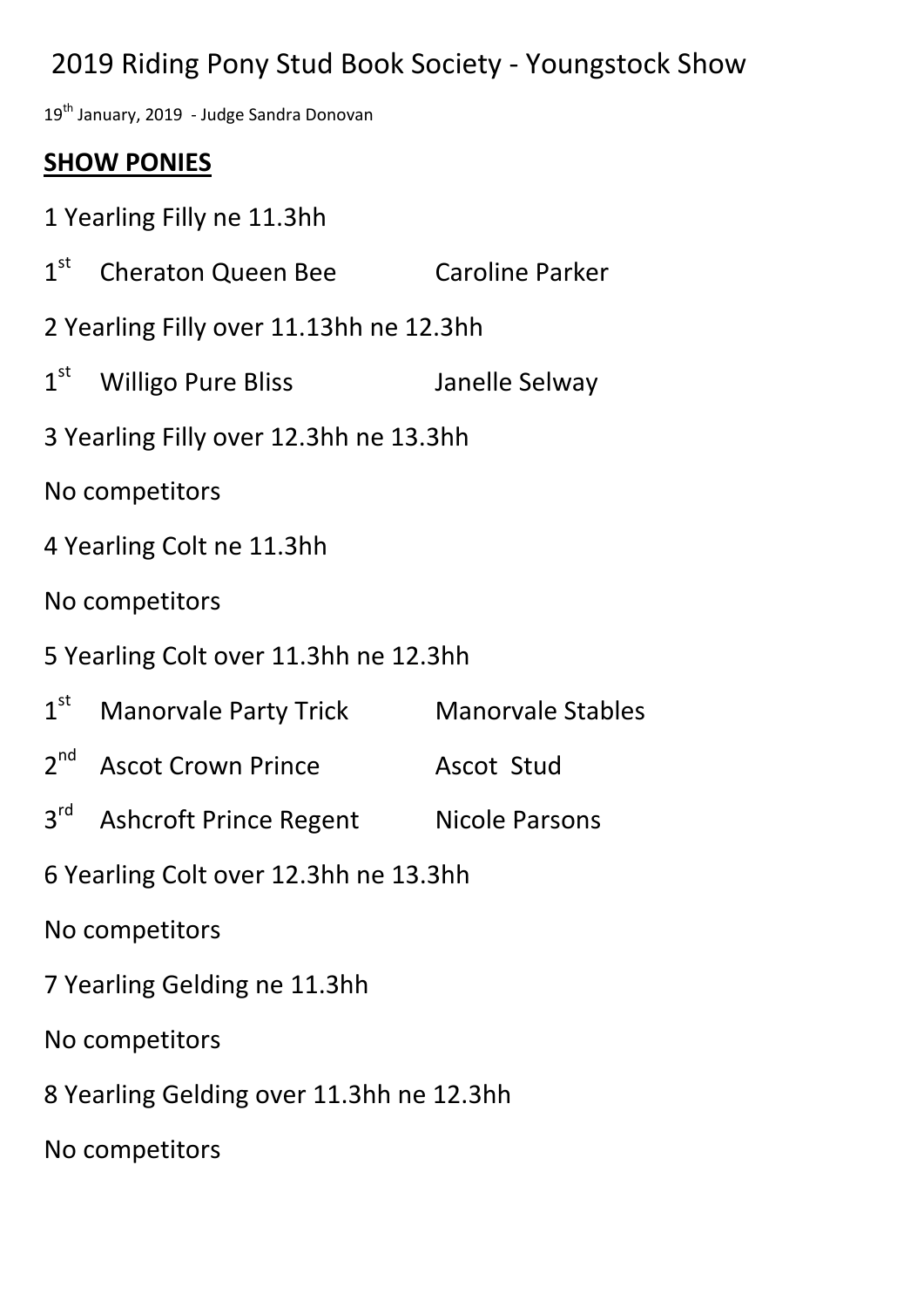# 2019 Riding Pony Stud Book Society - Youngstock Show

19th January, 2019 - Judge Sandra Donovan

## SHOW PONIES

1 Yearling Filly ne 11.3hh

1st Cheraton Queen Bee Caroline Parker

2 Yearling Filly over 11.13hh ne 12.3hh

1st Willigo Pure Bliss Janelle Selway

3 Yearling Filly over 12.3hh ne 13.3hh

No competitors

4 Yearling Colt ne 11.3hh

No competitors

5 Yearling Colt over 11.3hh ne 12.3hh

1st Manorvale Party Trick Manorvale Stables

2nd Ascot Crown Prince Ascot Stud

3rd Ashcroft Prince Regent Nicole Parsons

6 Yearling Colt over 12.3hh ne 13.3hh

No competitors

7 Yearling Gelding ne 11.3hh

No competitors

8 Yearling Gelding over 11.3hh ne 12.3hh

No competitors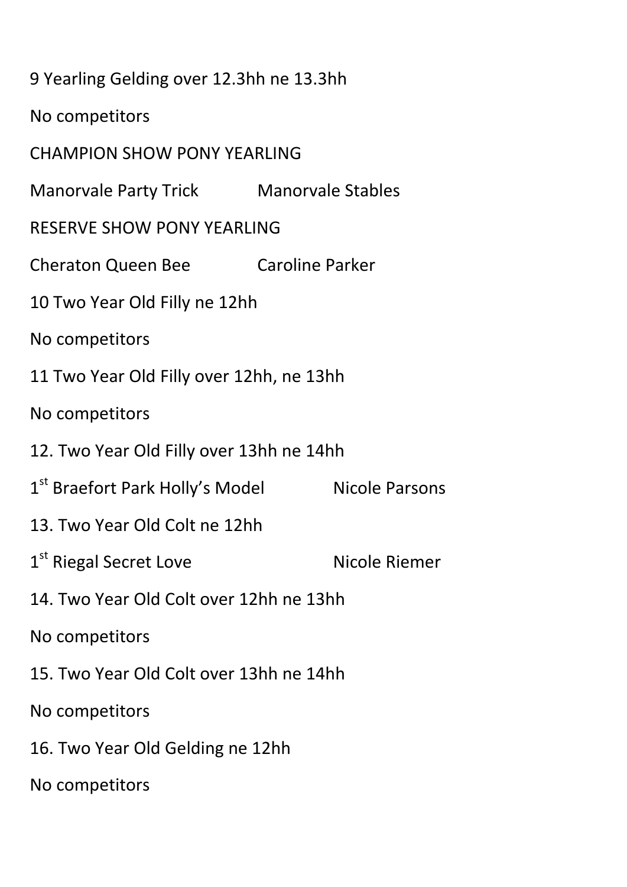9 Yearling Gelding over 12.3hh ne 13.3hh

No competitors

CHAMPION SHOW PONY YEARLING

Manorvale Party Trick Manorvale Stables

RESERVE SHOW PONY YEARLING

Cheraton Queen Bee Caroline Parker

10 Two Year Old Filly ne 12hh

No competitors

11 Two Year Old Filly over 12hh, ne 13hh

No competitors

12. Two Year Old Filly over 13hh ne 14hh

1st Braefort Park Holly's Model Nicole Parsons

13. Two Year Old Colt ne 12hh

1st Riegal Secret Love Nicole Riemer

14. Two Year Old Colt over 12hh ne 13hh

No competitors

15. Two Year Old Colt over 13hh ne 14hh

No competitors

16. Two Year Old Gelding ne 12hh

No competitors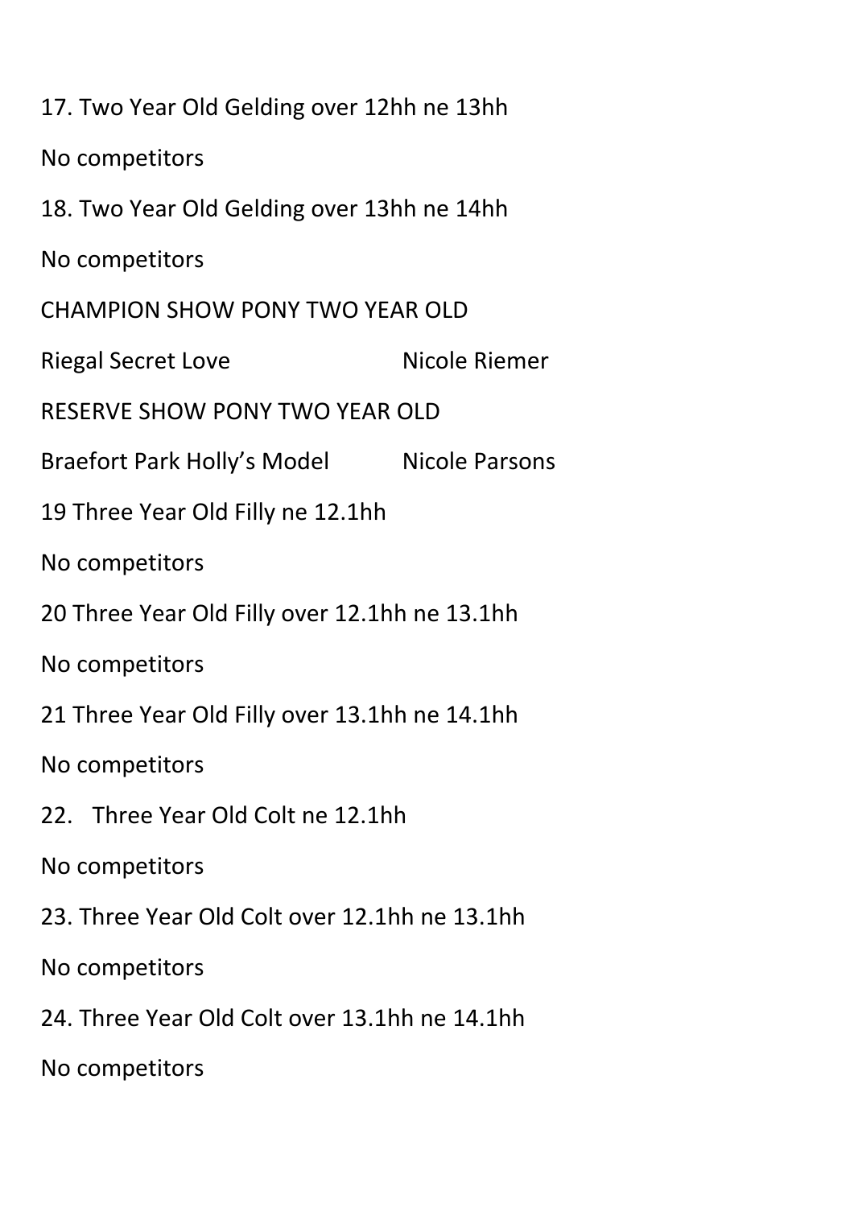17. Two Year Old Gelding over 12hh ne 13hh

No competitors

18. Two Year Old Gelding over 13hh ne 14hh

No competitors

CHAMPION SHOW PONY TWO YEAR OLD

Riegal Secret Love    Nicole Riemer

RESERVE SHOW PONY TWO YEAR OLD

Braefort Park Holly's Model    Nicole Parsons

19 Three Year Old Filly ne 12.1hh

No competitors

20 Three Year Old Filly over 12.1hh ne 13.1hh

No competitors

21 Three Year Old Filly over 13.1hh ne 14.1hh

No competitors

22. Three Year Old Colt ne 12.1hh

No competitors

23. Three Year Old Colt over 12.1hh ne 13.1hh

No competitors

24. Three Year Old Colt over 13.1hh ne 14.1hh

No competitors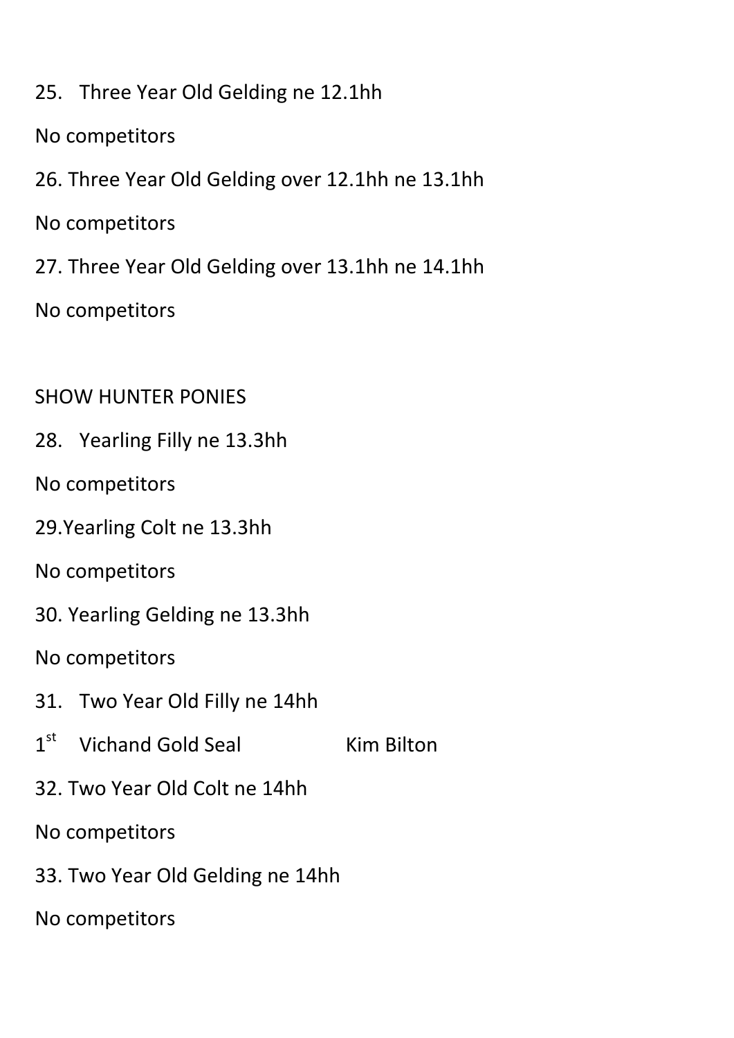25. Three Year Old Gelding ne 12.1hh

No competitors

26. Three Year Old Gelding over 12.1hh ne 13.1hh

No competitors

27. Three Year Old Gelding over 13.1hh ne 14.1hh

No competitors

SHOW HUNTER PONIES

28. Yearling Filly ne 13.3hh

No competitors

29. Yearling Colt ne 13.3hh

No competitors

30. Yearling Gelding ne 13.3hh

No competitors

31. Two Year Old Filly ne 14hh

1st Vichand Gold Seal Kim Bilton

32. Two Year Old Colt ne 14hh

No competitors

33. Two Year Old Gelding ne 14hh

No competitors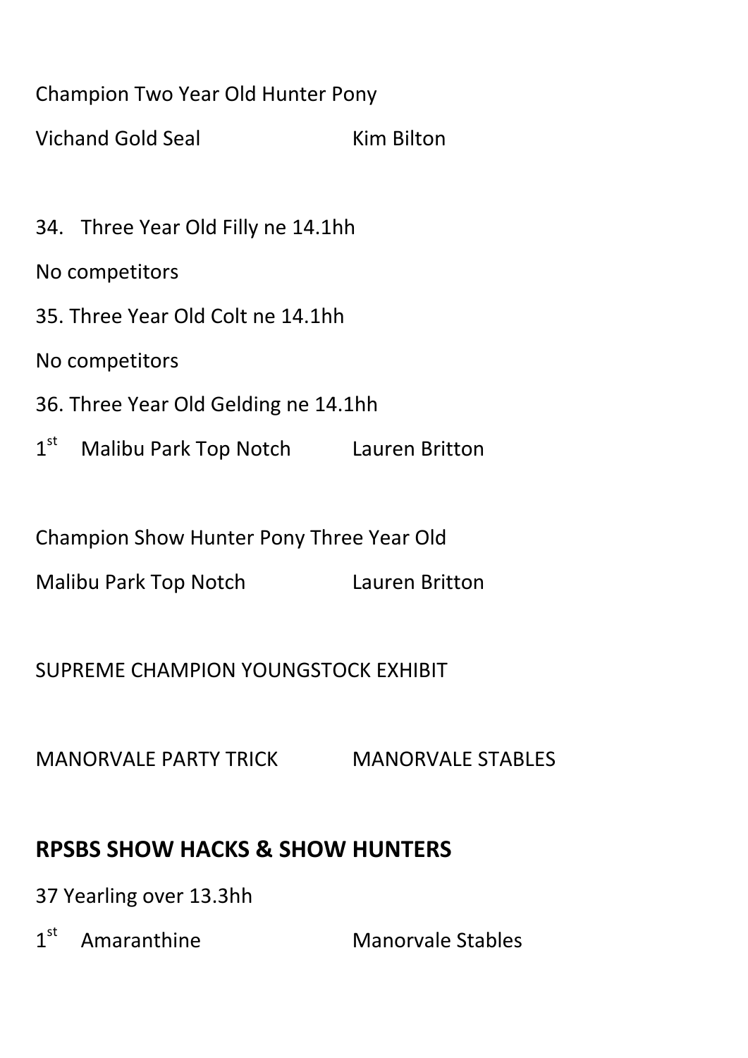Champion Two Year Old Hunter Pony

Vichand Gold Seal Kim Bilton

34. Three Year Old Filly ne 14.1hh

No competitors

35. Three Year Old Colt ne 14.1hh

No competitors

36. Three Year Old Gelding ne 14.1hh

1st Malibu Park Top Notch Lauren Britton

Champion Show Hunter Pony Three Year Old

Malibu Park Top Notch Lauren Britton

SUPREME CHAMPION YOUNGSTOCK EXHIBIT

MANORVALE PARTY TRICK MANORVALE STABLES

## RPSBS SHOW HACKS & SHOW HUNTERS

37 Yearling over 13.3hh

1st Amaranthine Manorvale Stables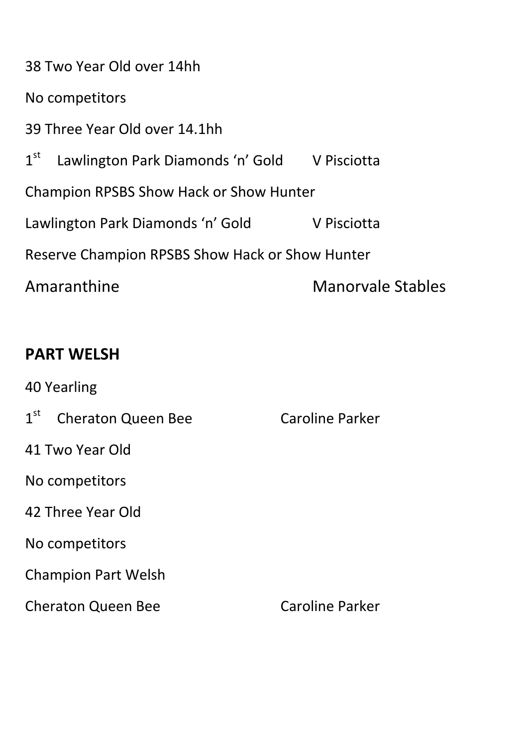38 Two Year Old over 14hh

No competitors

39 Three Year Old over 14.1hh

1st Lawlington Park Diamonds 'n' Gold V Pisciotta

Champion RPSBS Show Hack or Show Hunter

Lawlington Park Diamonds 'n' Gold V Pisciotta

Reserve Champion RPSBS Show Hack or Show Hunter

Amaranthine Manorvale Stables

**PART WELSH**

40 Yearling

1st Cheraton Queen Bee Caroline Parker

41 Two Year Old

No competitors

42 Three Year Old

No competitors

Champion Part Welsh

Cheraton Queen Bee Caroline Parker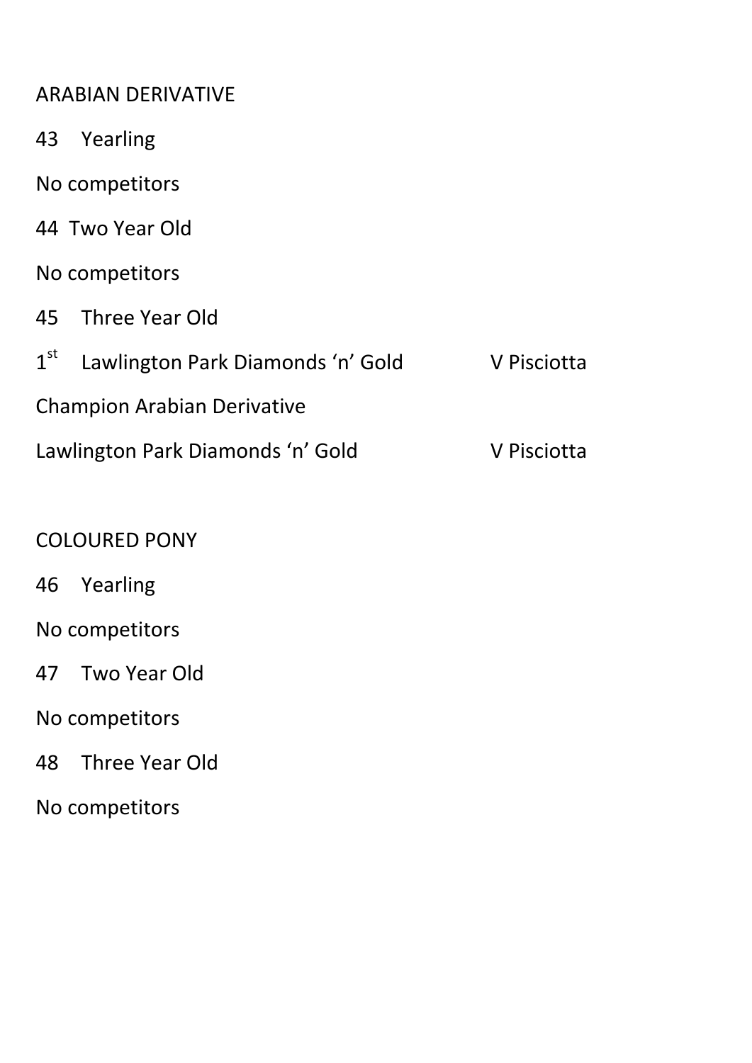ARABIAN DERIVATIVE

43 Yearling

No competitors

44 Two Year Old

No competitors

45 Three Year Old

1st Lawlington Park Diamonds 'n' Gold V Pisciotta

Champion Arabian Derivative

Lawlington Park Diamonds 'n' Gold V Pisciotta

COLOURED PONY

46 Yearling

No competitors

47 Two Year Old

No competitors

48 Three Year Old

No competitors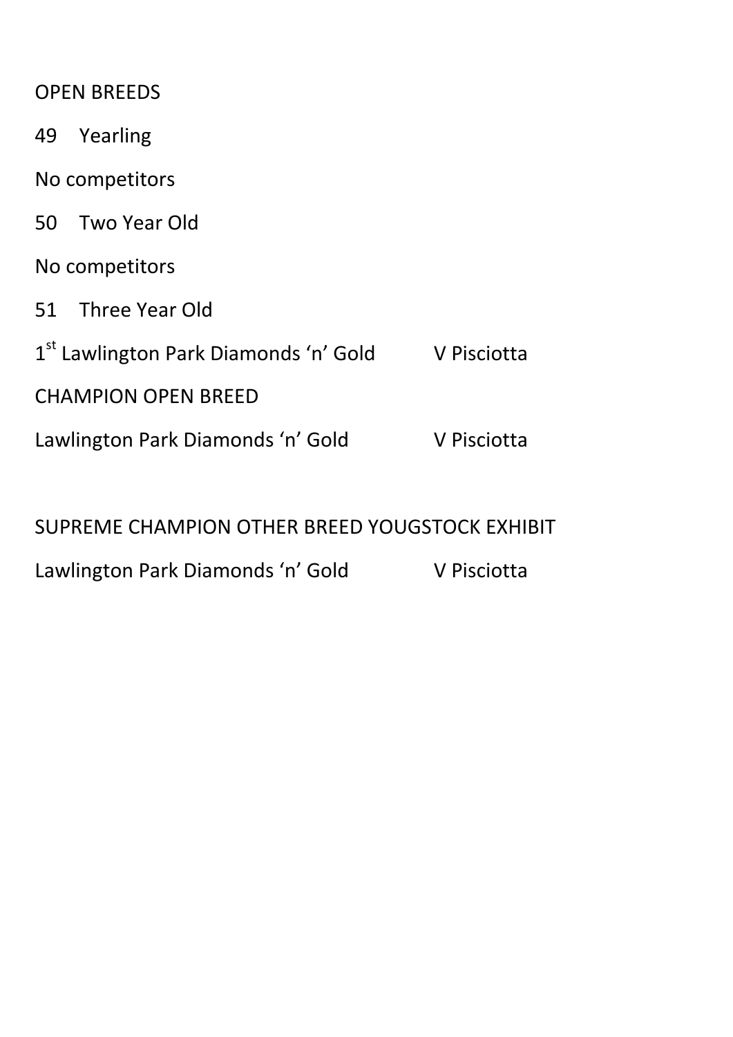OPEN BREEDS

49 Yearling

No competitors

50 Two Year Old

No competitors

51 Three Year Old

1st Lawlington Park Diamonds 'n' Gold V Pisciotta

CHAMPION OPEN BREED

Lawlington Park Diamonds 'n' Gold V Pisciotta

SUPREME CHAMPION OTHER BREED YOUGSTOCK EXHIBIT

Lawlington Park Diamonds 'n' Gold V Pisciotta